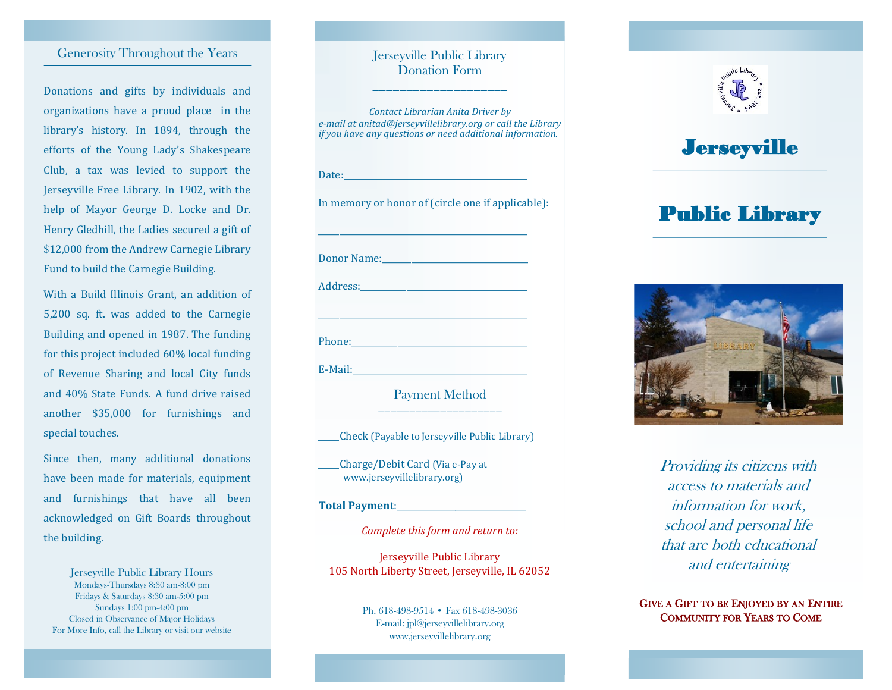## Generosity Throughout the Years

Donations and gifts by individuals and organizations have a proud place in the library's history. In 1894, through the efforts of the Young Lady's Shakespeare Club, a tax was levied to support the Jerseyville Free Library. In 1902, with the help of Mayor George D. Locke and Dr. Henry Gledhill, the Ladies secured a gift of $12,000 from the Andrew Carnegie Library Fund to build the Carnegie Building.

With a Build Illinois Grant, an addition of 5,200 sq. ft. was added to the Carnegie Building and opened in 1987. The funding for this project included 60% local funding of Revenue Sharing and local City funds and 40% State Funds. A fund drive raised another $35,000 for furnishings and special touches.

Since then, many additional donations have been made for materials, equipment and furnishings that have all been acknowledged on Gift Boards throughout the building.

### Jerseyville Public Library Hours

Mondays-Thursdays 8:30 am-8:00 pm
Fridays & Saturdays 8:30 am-5:00 pm
Sundays 1:00 pm-4:00 pm
Closed in Observance of Major Holidays
For More Info, call the Library or visit our website

## Jerseyville Public Library Donation Form

*Contact Librarian Anita Driver by e-mail at anitad@jerseyvillelibrary.org or call the Library if you have any questions or need additional information.*

Date:_______________________________

In memory or honor of (circle one if applicable):

_______________________________

Donor Name:_______________________________

Address:_______________________________

_______________________________

Phone:_______________________________

E-Mail:_______________________________

### Payment Method

_____Check (Payable to Jerseyville Public Library)

_____Charge/Debit Card (Via e-Pay at www.jerseyvillelibrary.org)

**Total Payment**:_______________________

*Complete this form and return to:*

Jerseyville Public Library
105 North Liberty Street, Jerseyville, IL 62052

Ph. 618-498-9514 • Fax 618-498-3036
E-mail: jpl@jerseyvillelibrary.org
www.jerseyvillelibrary.org

Jerseyville Public Library • est. 1894 •

# Jerseyville

# Public Library

*Providing its citizens with access to materials and information for work, school and personal life that are both educational and entertaining*

**Give a Gift to be Enjoyed by an Entire Community for Years to Come**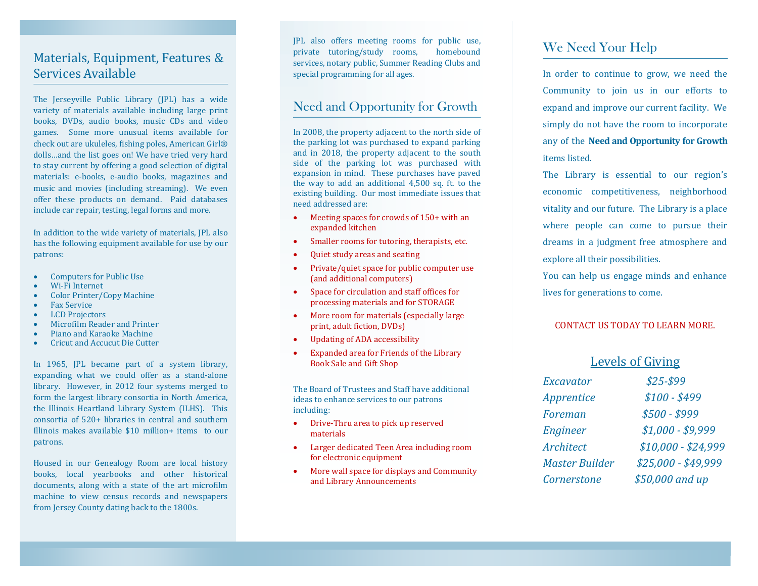## Materials, Equipment, Features & Services Available

The Jerseyville Public Library (JPL) has a wide variety of materials available including large print books, DVDs, audio books, music CDs and video games. Some more unusual items available for check out are ukuleles, fishing poles, American Girl® dolls…and the list goes on! We have tried very hard to stay current by offering a good selection of digital materials: e-books, e-audio books, magazines and music and movies (including streaming). We even offer these products on demand. Paid databases include car repair, testing, legal forms and more.

In addition to the wide variety of materials, JPL also has the following equipment available for use by our patrons:

- Computers for Public Use
- Wi-Fi Internet
- Color Printer/Copy Machine
- Fax Service
- LCD Projectors
- Microfilm Reader and Printer
- Piano and Karaoke Machine
- Cricut and Accucut Die Cutter

In 1965, JPL became part of a system library, expanding what we could offer as a stand-alone library. However, in 2012 four systems merged to form the largest library consortia in North America, the Illinois Heartland Library System (ILHS). This consortia of 520+ libraries in central and southern Illinois makes available $10 million+ items to our patrons.

Housed in our Genealogy Room are local history books, local yearbooks and other historical documents, along with a state of the art microfilm machine to view census records and newspapers from Jersey County dating back to the 1800s.

JPL also offers meeting rooms for public use, private tutoring/study rooms, homebound services, notary public, Summer Reading Clubs and special programming for all ages.

## Need and Opportunity for Growth

In 2008, the property adjacent to the north side of the parking lot was purchased to expand parking and in 2018, the property adjacent to the south side of the parking lot was purchased with expansion in mind. These purchases have paved the way to add an additional 4,500 sq. ft. to the existing building. Our most immediate issues that need addressed are:

- Meeting spaces for crowds of 150+ with an expanded kitchen
- Smaller rooms for tutoring, therapists, etc.
- Quiet study areas and seating
- Private/quiet space for public computer use (and additional computers)
- Space for circulation and staff offices for processing materials and for STORAGE
- More room for materials (especially large print, adult fiction, DVDs)
- Updating of ADA accessibility
- Expanded area for Friends of the Library Book Sale and Gift Shop

The Board of Trustees and Staff have additional ideas to enhance services to our patrons including:

- Drive-Thru area to pick up reserved materials
- Larger dedicated Teen Area including room for electronic equipment
- More wall space for displays and Community and Library Announcements

## We Need Your Help

In order to continue to grow, we need the Community to join us in our efforts to expand and improve our current facility. We simply do not have the room to incorporate any of the **Need and Opportunity for Growth** items listed.

The Library is essential to our region's economic competitiveness, neighborhood vitality and our future. The Library is a place where people can come to pursue their dreams in a judgment free atmosphere and explore all their possibilities.

You can help us engage minds and enhance lives for generations to come.

CONTACT US TODAY TO LEARN MORE.

### Levels of Giving

| | |
|---|---|
| *Excavator* | *$25-$99* |
| *Apprentice* | *$100 - $499* |
| *Foreman* | *$500 - $999* |
| *Engineer* | *$1,000 - $9,999* |
| *Architect* | *$10,000 - $24,999* |
| *Master Builder* | *$25,000 - $49,999* |
| *Cornerstone* | *$50,000 and up* |